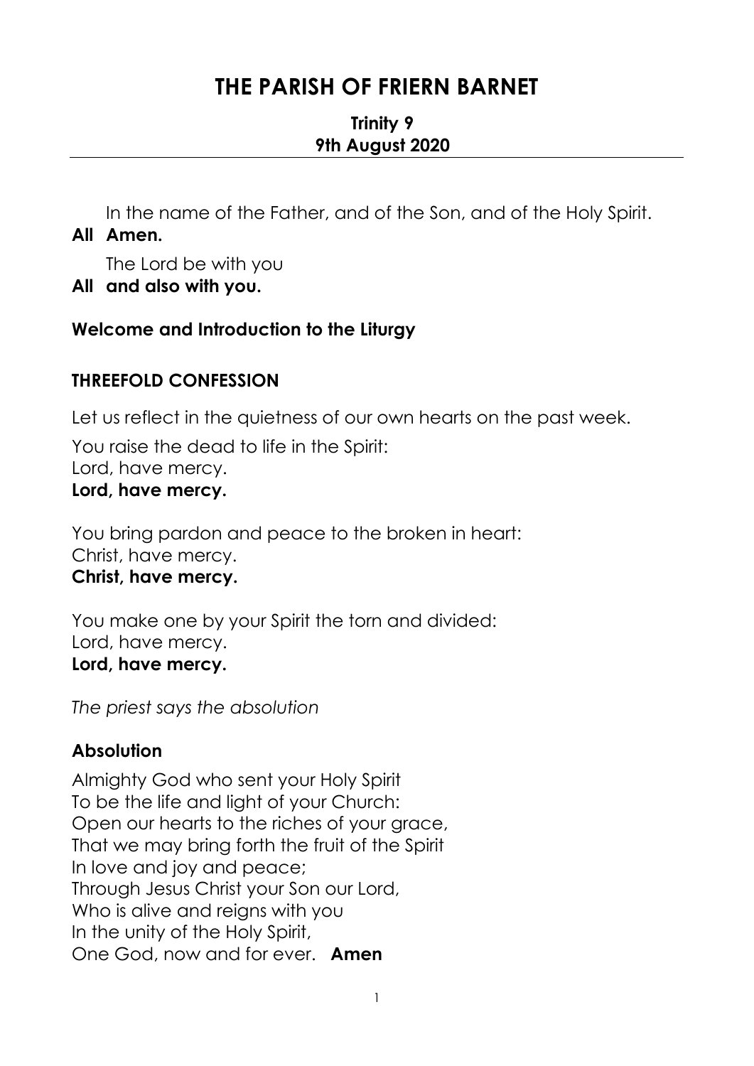# THE PARISH OF FRIERN BARNET

**Trinity 9**
**9th August 2020**

---

In the name of the Father, and of the Son, and of the Holy Spirit.

**All Amen.**

The Lord be with you

**All and also with you.**

**Welcome and Introduction to the Liturgy**

## THREEFOLD CONFESSION

Let us reflect in the quietness of our own hearts on the past week.

You raise the dead to life in the Spirit:
Lord, have mercy.
**Lord, have mercy.**

You bring pardon and peace to the broken in heart:
Christ, have mercy.
**Christ, have mercy.**

You make one by your Spirit the torn and divided:
Lord, have mercy.
**Lord, have mercy.**

*The priest says the absolution*

## Absolution

Almighty God who sent your Holy Spirit
To be the life and light of your Church:
Open our hearts to the riches of your grace,
That we may bring forth the fruit of the Spirit
In love and joy and peace;
Through Jesus Christ your Son our Lord,
Who is alive and reigns with you
In the unity of the Holy Spirit,
One God, now and for ever. **Amen**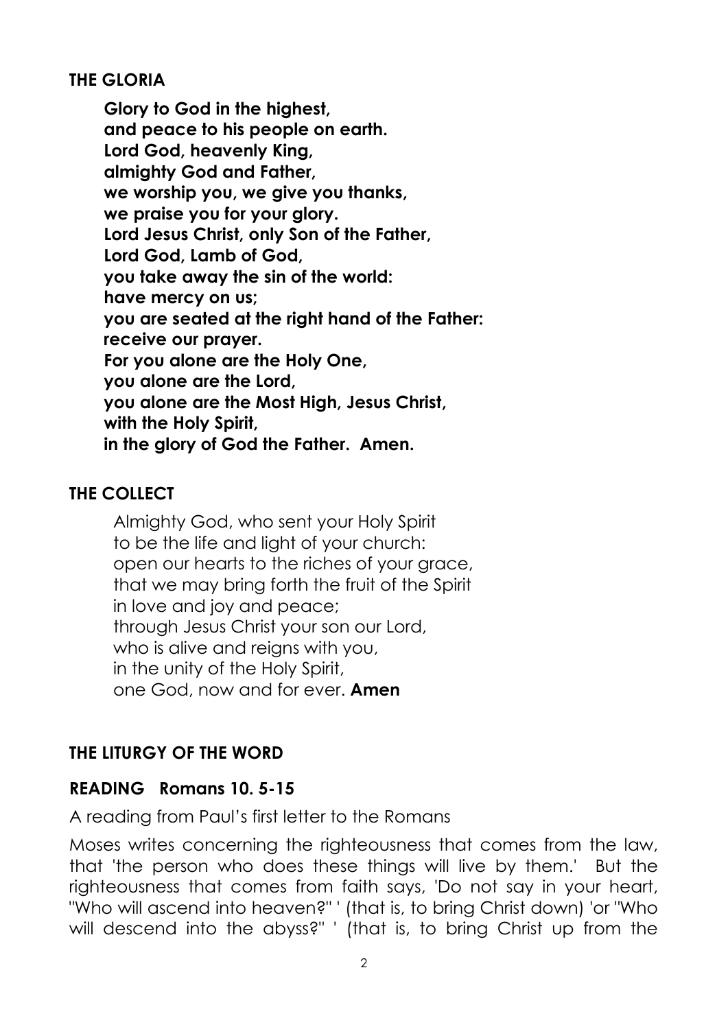## THE GLORIA

**Glory to God in the highest,**
**and peace to his people on earth.**
**Lord God, heavenly King,**
**almighty God and Father,**
**we worship you, we give you thanks,**
**we praise you for your glory.**
**Lord Jesus Christ, only Son of the Father,**
**Lord God, Lamb of God,**
**you take away the sin of the world:**
**have mercy on us;**
**you are seated at the right hand of the Father:**
**receive our prayer.**
**For you alone are the Holy One,**
**you alone are the Lord,**
**you alone are the Most High, Jesus Christ,**
**with the Holy Spirit,**
**in the glory of God the Father. Amen.**

## THE COLLECT

Almighty God, who sent your Holy Spirit
to be the life and light of your church:
open our hearts to the riches of your grace,
that we may bring forth the fruit of the Spirit
in love and joy and peace;
through Jesus Christ your son our Lord,
who is alive and reigns with you,
in the unity of the Holy Spirit,
one God, now and for ever. **Amen**

## THE LITURGY OF THE WORD

### READING Romans 10. 5-15

A reading from Paul's first letter to the Romans

Moses writes concerning the righteousness that comes from the law, that 'the person who does these things will live by them.' But the righteousness that comes from faith says, 'Do not say in your heart, "Who will ascend into heaven?" ' (that is, to bring Christ down) 'or "Who will descend into the abyss?" ' (that is, to bring Christ up from the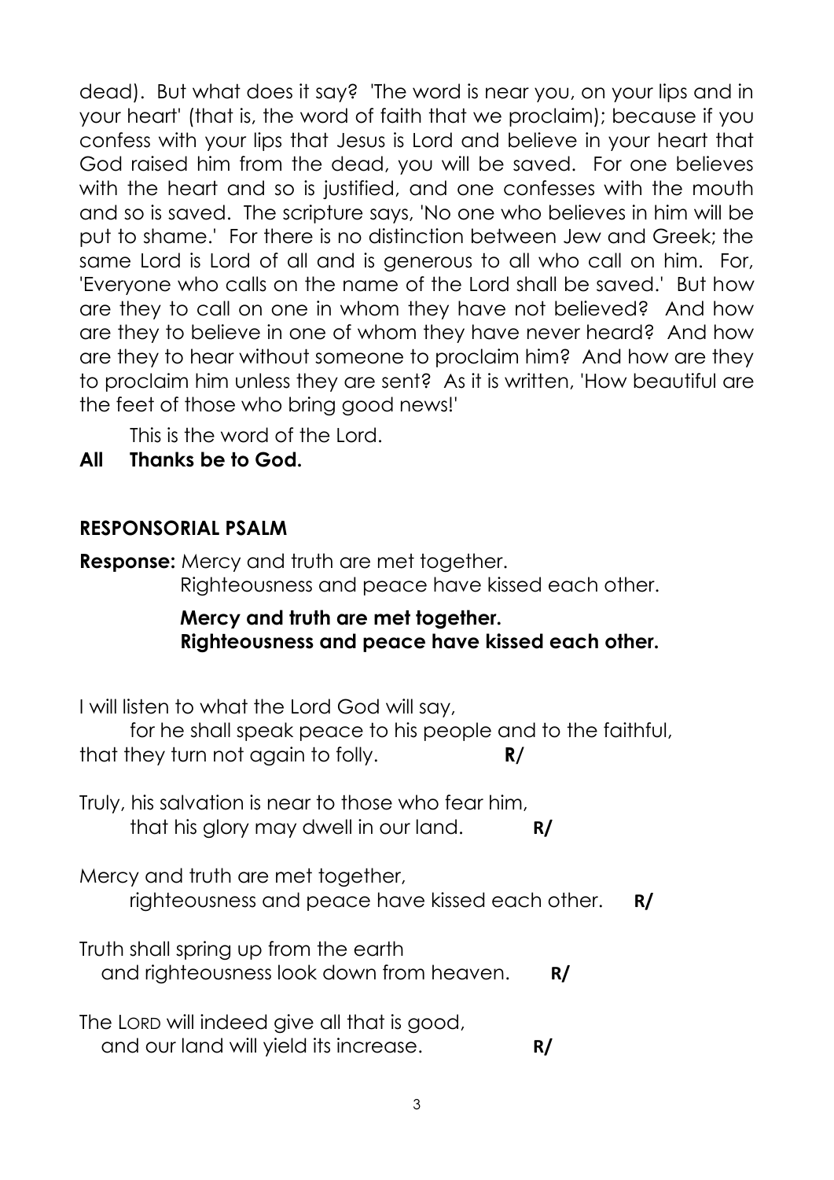dead). But what does it say? 'The word is near you, on your lips and in your heart' (that is, the word of faith that we proclaim); because if you confess with your lips that Jesus is Lord and believe in your heart that God raised him from the dead, you will be saved. For one believes with the heart and so is justified, and one confesses with the mouth and so is saved. The scripture says, 'No one who believes in him will be put to shame.' For there is no distinction between Jew and Greek; the same Lord is Lord of all and is generous to all who call on him. For, 'Everyone who calls on the name of the Lord shall be saved.' But how are they to call on one in whom they have not believed? And how are they to believe in one of whom they have never heard? And how are they to hear without someone to proclaim him? And how are they to proclaim him unless they are sent? As it is written, 'How beautiful are the feet of those who bring good news!'

This is the word of the Lord.

**All Thanks be to God.**

**RESPONSORIAL PSALM**

**Response:** Mercy and truth are met together.
Righteousness and peace have kissed each other.

**Mercy and truth are met together.**
**Righteousness and peace have kissed each other.**

I will listen to what the Lord God will say,
for he shall speak peace to his people and to the faithful,
that they turn not again to folly. **R/**

Truly, his salvation is near to those who fear him,
that his glory may dwell in our land. **R/**

Mercy and truth are met together,
righteousness and peace have kissed each other. **R/**

Truth shall spring up from the earth
and righteousness look down from heaven. **R/**

The LORD will indeed give all that is good,
and our land will yield its increase. **R/**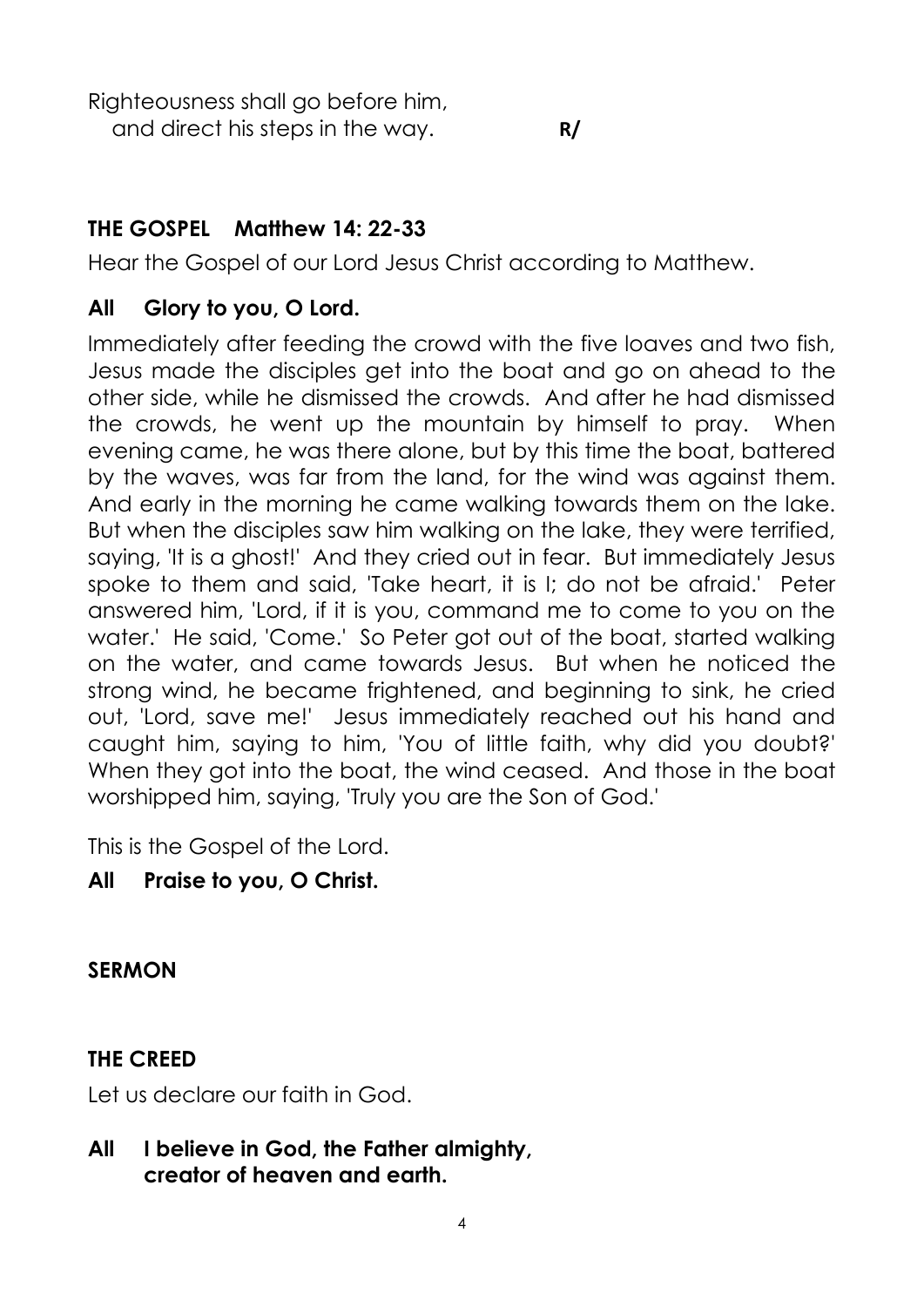Righteousness shall go before him,
and direct his steps in the way. **R/**

## THE GOSPEL Matthew 14: 22-33

Hear the Gospel of our Lord Jesus Christ according to Matthew.

**All Glory to you, O Lord.**

Immediately after feeding the crowd with the five loaves and two fish, Jesus made the disciples get into the boat and go on ahead to the other side, while he dismissed the crowds. And after he had dismissed the crowds, he went up the mountain by himself to pray. When evening came, he was there alone, but by this time the boat, battered by the waves, was far from the land, for the wind was against them. And early in the morning he came walking towards them on the lake. But when the disciples saw him walking on the lake, they were terrified, saying, 'It is a ghost!' And they cried out in fear. But immediately Jesus spoke to them and said, 'Take heart, it is I; do not be afraid.' Peter answered him, 'Lord, if it is you, command me to come to you on the water.' He said, 'Come.' So Peter got out of the boat, started walking on the water, and came towards Jesus. But when he noticed the strong wind, he became frightened, and beginning to sink, he cried out, 'Lord, save me!' Jesus immediately reached out his hand and caught him, saying to him, 'You of little faith, why did you doubt?' When they got into the boat, the wind ceased. And those in the boat worshipped him, saying, 'Truly you are the Son of God.'

This is the Gospel of the Lord.

**All Praise to you, O Christ.**

## SERMON

## THE CREED

Let us declare our faith in God.

**All I believe in God, the Father almighty,
creator of heaven and earth.**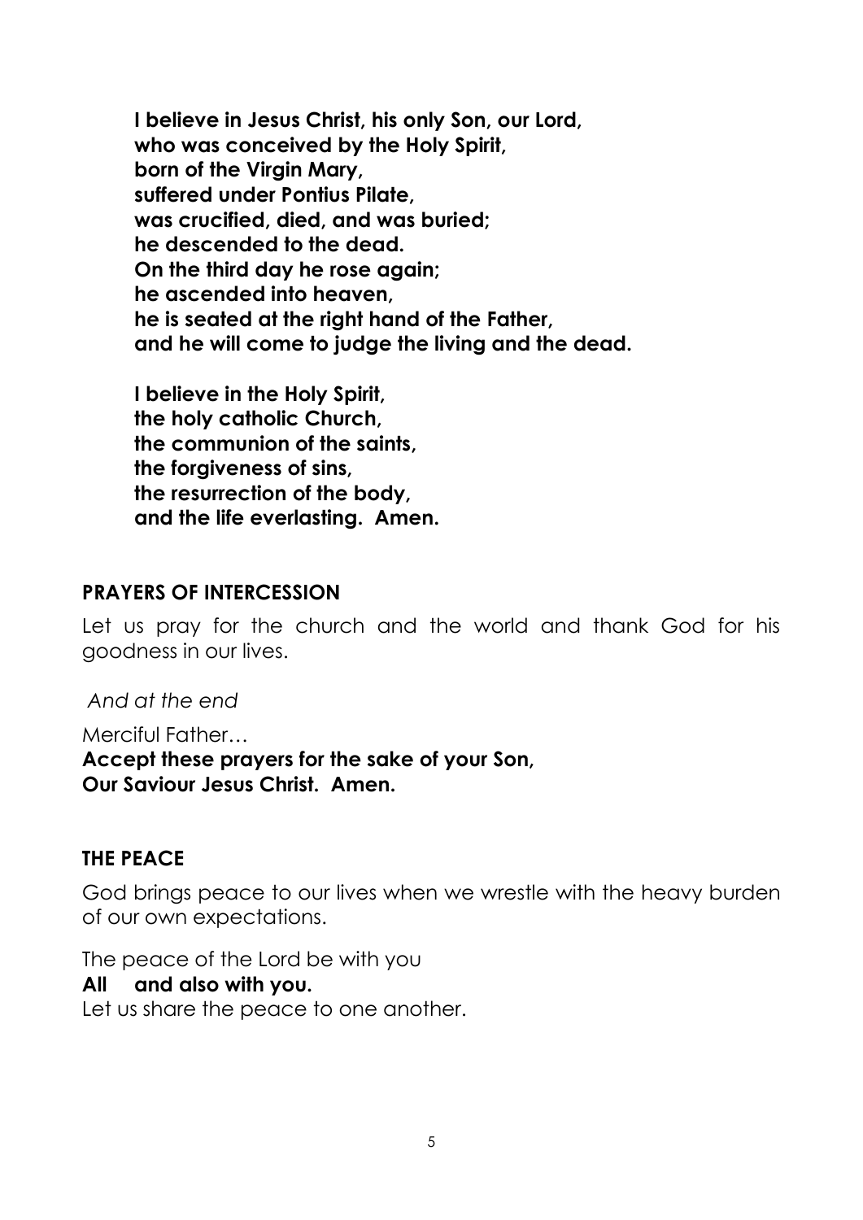**I believe in Jesus Christ, his only Son, our Lord,**
**who was conceived by the Holy Spirit,**
**born of the Virgin Mary,**
**suffered under Pontius Pilate,**
**was crucified, died, and was buried;**
**he descended to the dead.**
**On the third day he rose again;**
**he ascended into heaven,**
**he is seated at the right hand of the Father,**
**and he will come to judge the living and the dead.**

**I believe in the Holy Spirit,**
**the holy catholic Church,**
**the communion of the saints,**
**the forgiveness of sins,**
**the resurrection of the body,**
**and the life everlasting. Amen.**

## PRAYERS OF INTERCESSION

Let us pray for the church and the world and thank God for his goodness in our lives.

*And at the end*

Merciful Father…
**Accept these prayers for the sake of your Son,**
**Our Saviour Jesus Christ. Amen.**

## THE PEACE

God brings peace to our lives when we wrestle with the heavy burden of our own expectations.

The peace of the Lord be with you
**All and also with you.**
Let us share the peace to one another.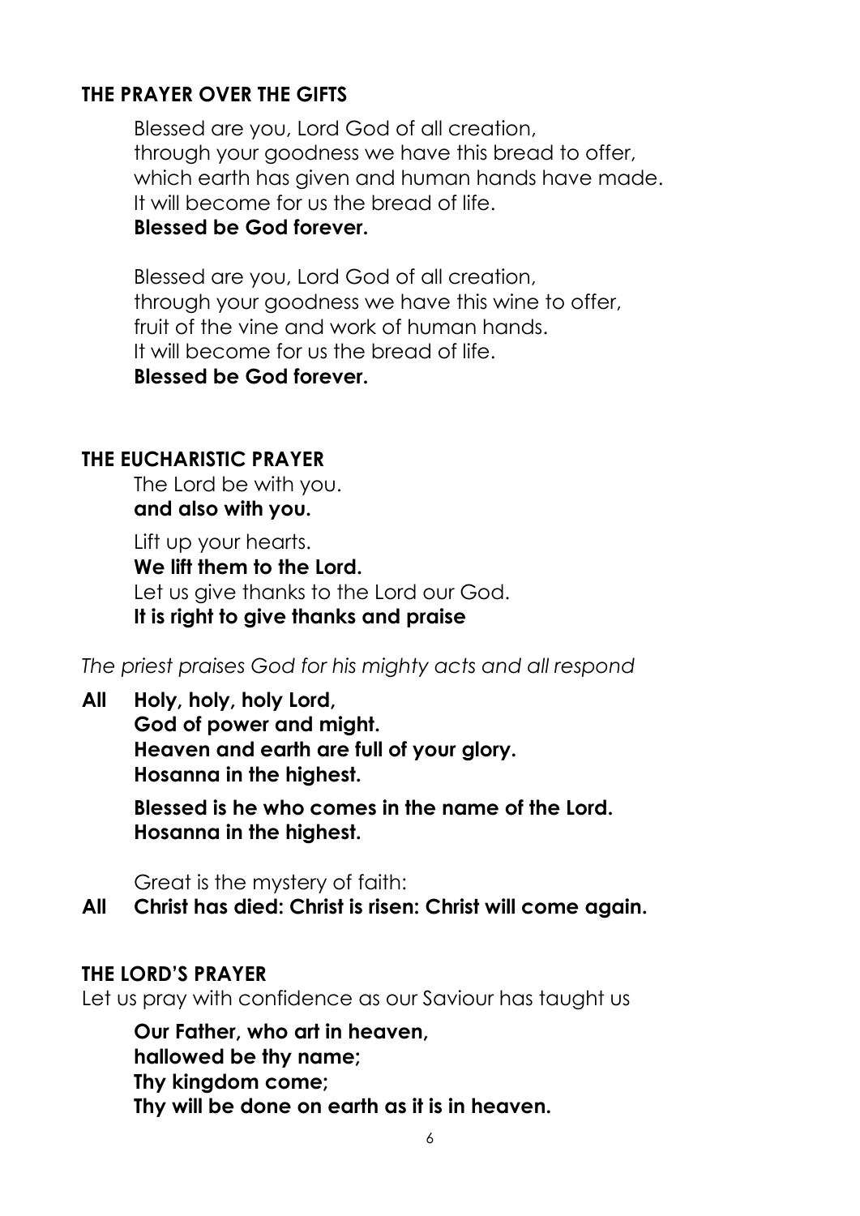### THE PRAYER OVER THE GIFTS

Blessed are you, Lord God of all creation,
through your goodness we have this bread to offer,
which earth has given and human hands have made.
It will become for us the bread of life.
**Blessed be God forever.**

Blessed are you, Lord God of all creation,
through your goodness we have this wine to offer,
fruit of the vine and work of human hands.
It will become for us the bread of life.
**Blessed be God forever.**

### THE EUCHARISTIC PRAYER

The Lord be with you.
**and also with you.**

Lift up your hearts.
**We lift them to the Lord.**
Let us give thanks to the Lord our God.
**It is right to give thanks and praise**

*The priest praises God for his mighty acts and all respond*

**All Holy, holy, holy Lord,
God of power and might.
Heaven and earth are full of your glory.
Hosanna in the highest.**

**Blessed is he who comes in the name of the Lord.
Hosanna in the highest.**

Great is the mystery of faith:

**All Christ has died: Christ is risen: Christ will come again.**

### THE LORD'S PRAYER

Let us pray with confidence as our Saviour has taught us

**Our Father, who art in heaven,
hallowed be thy name;
Thy kingdom come;
Thy will be done on earth as it is in heaven.**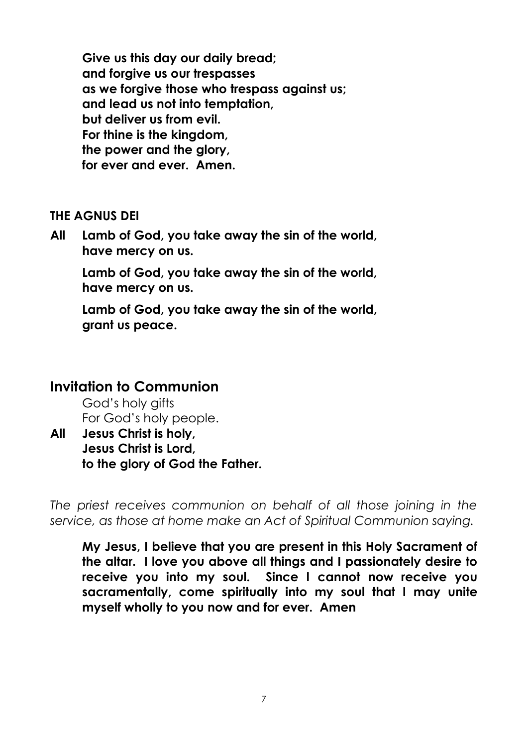**Give us this day our daily bread;**
**and forgive us our trespasses**
**as we forgive those who trespass against us;**
**and lead us not into temptation,**
**but deliver us from evil.**
**For thine is the kingdom,**
**the power and the glory,**
**for ever and ever. Amen.**

**THE AGNUS DEI**

**All Lamb of God, you take away the sin of the world,**
**have mercy on us.**

**Lamb of God, you take away the sin of the world,**
**have mercy on us.**

**Lamb of God, you take away the sin of the world,**
**grant us peace.**

## Invitation to Communion

God's holy gifts
For God's holy people.

**All Jesus Christ is holy,**
**Jesus Christ is Lord,**
**to the glory of God the Father.**

*The priest receives communion on behalf of all those joining in the service, as those at home make an Act of Spiritual Communion saying.*

**My Jesus, I believe that you are present in this Holy Sacrament of the altar. I love you above all things and I passionately desire to receive you into my soul. Since I cannot now receive you sacramentally, come spiritually into my soul that I may unite myself wholly to you now and for ever. Amen**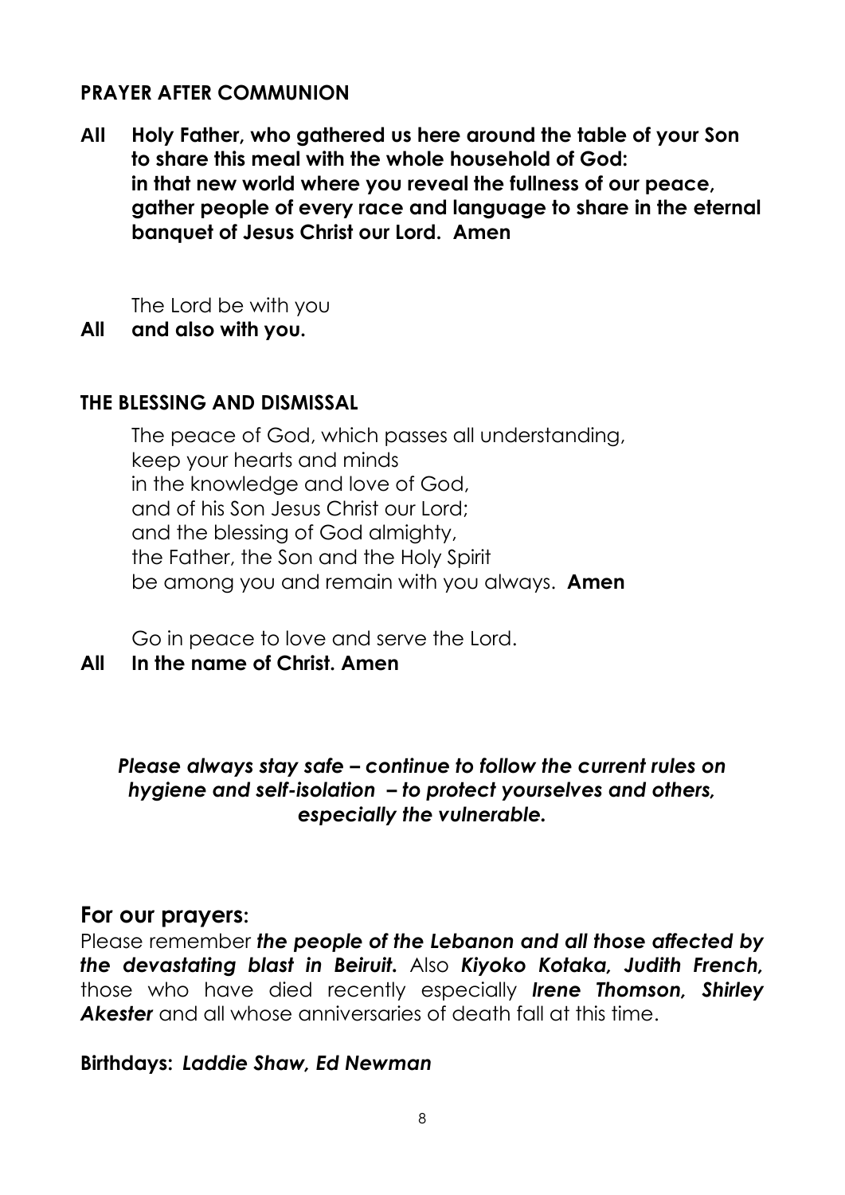## PRAYER AFTER COMMUNION

**All Holy Father, who gathered us here around the table of your Son to share this meal with the whole household of God: in that new world where you reveal the fullness of our peace, gather people of every race and language to share in the eternal banquet of Jesus Christ our Lord. Amen**

The Lord be with you
**All and also with you.**

## THE BLESSING AND DISMISSAL

The peace of God, which passes all understanding,
keep your hearts and minds
in the knowledge and love of God,
and of his Son Jesus Christ our Lord;
and the blessing of God almighty,
the Father, the Son and the Holy Spirit
be among you and remain with you always. **Amen**

Go in peace to love and serve the Lord.
**All In the name of Christ. Amen**

***Please always stay safe – continue to follow the current rules on hygiene and self-isolation – to protect yourselves and others, especially the vulnerable.***

## For our prayers:

Please remember ***the people of the Lebanon and all those affected by the devastating blast in Beiruit.*** Also ***Kiyoko Kotaka, Judith French,*** those who have died recently especially ***Irene Thomson, Shirley Akester*** and all whose anniversaries of death fall at this time.

**Birthdays:** ***Laddie Shaw, Ed Newman***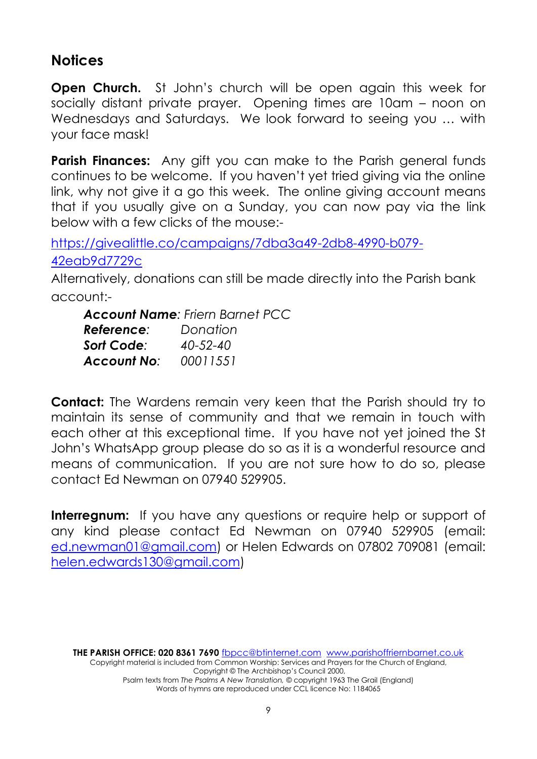## Notices

**Open Church.** St John's church will be open again this week for socially distant private prayer. Opening times are 10am – noon on Wednesdays and Saturdays. We look forward to seeing you … with your face mask!

**Parish Finances:** Any gift you can make to the Parish general funds continues to be welcome. If you haven't yet tried giving via the online link, why not give it a go this week. The online giving account means that if you usually give on a Sunday, you can now pay via the link below with a few clicks of the mouse:-

https://givealittle.co/campaigns/7dba3a49-2db8-4990-b079-42eab9d7729c

Alternatively, donations can still be made directly into the Parish bank account:-

***Account Name****: Friern Barnet PCC*
***Reference****: Donation*
***Sort Code****: 40-52-40*
***Account No****: 00011551*

**Contact:** The Wardens remain very keen that the Parish should try to maintain its sense of community and that we remain in touch with each other at this exceptional time. If you have not yet joined the St John's WhatsApp group please do so as it is a wonderful resource and means of communication. If you are not sure how to do so, please contact Ed Newman on 07940 529905.

**Interregnum:** If you have any questions or require help or support of any kind please contact Ed Newman on 07940 529905 (email: ed.newman01@gmail.com) or Helen Edwards on 07802 709081 (email: helen.edwards130@gmail.com)

**THE PARISH OFFICE: 020 8361 7690** fbpcc@btinternet.com www.parishoffriernbarnet.co.uk
Copyright material is included from Common Worship: Services and Prayers for the Church of England, Copyright © The Archbishop's Council 2000,
Psalm texts from *The Psalms A New Translation,* © copyright 1963 The Grail (England)
Words of hymns are reproduced under CCL licence No: 1184065